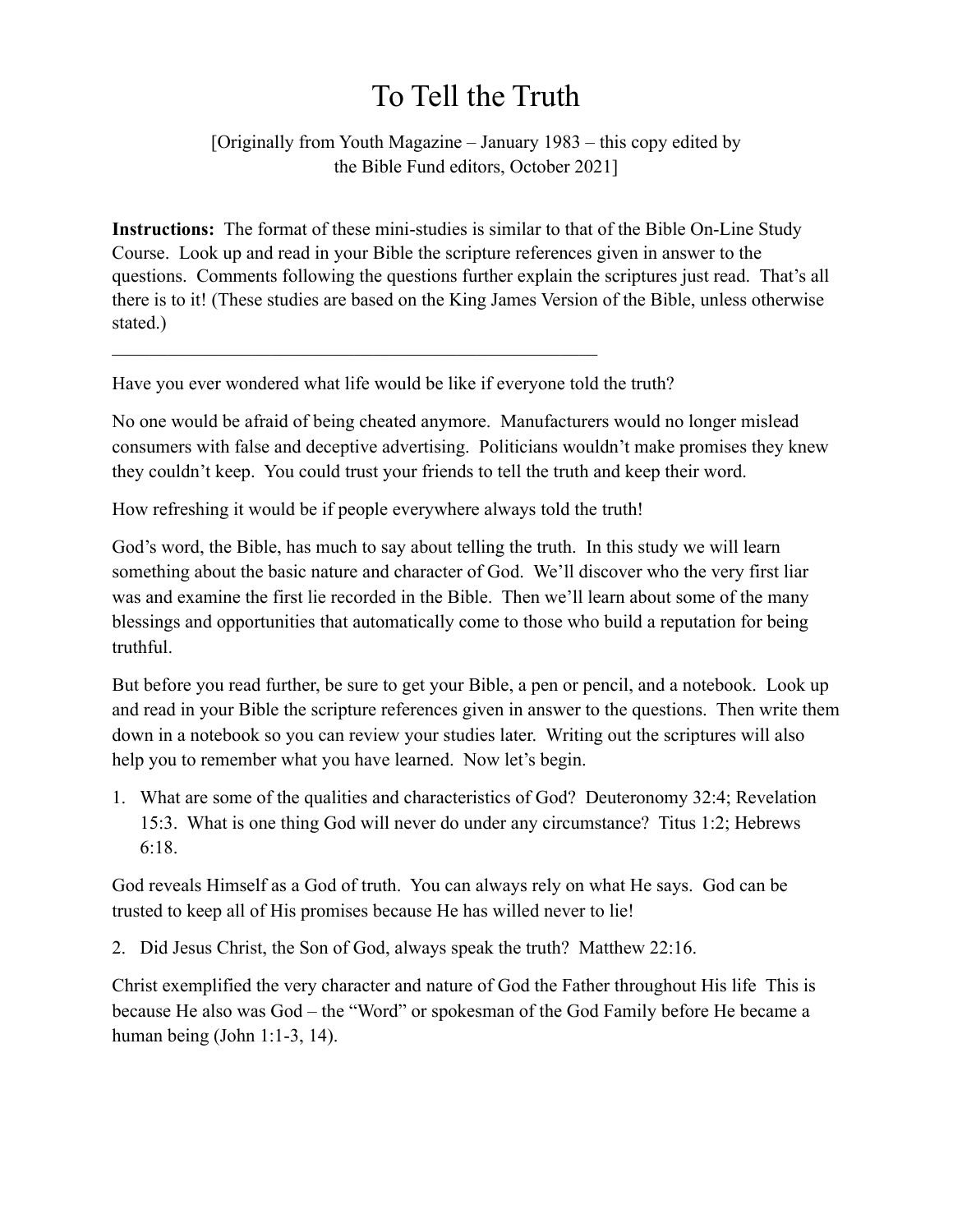# To Tell the Truth

[Originally from Youth Magazine – January 1983 – this copy edited by the Bible Fund editors, October 2021]

**Instructions:** The format of these mini-studies is similar to that of the Bible On-Line Study Course. Look up and read in your Bible the scripture references given in answer to the questions. Comments following the questions further explain the scriptures just read. That's all there is to it! (These studies are based on the King James Version of the Bible, unless otherwise stated.)

---

Have you ever wondered what life would be like if everyone told the truth?

No one would be afraid of being cheated anymore. Manufacturers would no longer mislead consumers with false and deceptive advertising. Politicians wouldn't make promises they knew they couldn't keep. You could trust your friends to tell the truth and keep their word.

How refreshing it would be if people everywhere always told the truth!

God's word, the Bible, has much to say about telling the truth. In this study we will learn something about the basic nature and character of God. We'll discover who the very first liar was and examine the first lie recorded in the Bible. Then we'll learn about some of the many blessings and opportunities that automatically come to those who build a reputation for being truthful.

But before you read further, be sure to get your Bible, a pen or pencil, and a notebook. Look up and read in your Bible the scripture references given in answer to the questions. Then write them down in a notebook so you can review your studies later. Writing out the scriptures will also help you to remember what you have learned. Now let's begin.

1. What are some of the qualities and characteristics of God? Deuteronomy 32:4; Revelation 15:3. What is one thing God will never do under any circumstance? Titus 1:2; Hebrews 6:18.

God reveals Himself as a God of truth. You can always rely on what He says. God can be trusted to keep all of His promises because He has willed never to lie!

2. Did Jesus Christ, the Son of God, always speak the truth? Matthew 22:16.

Christ exemplified the very character and nature of God the Father throughout His life This is because He also was God – the "Word" or spokesman of the God Family before He became a human being (John 1:1-3, 14).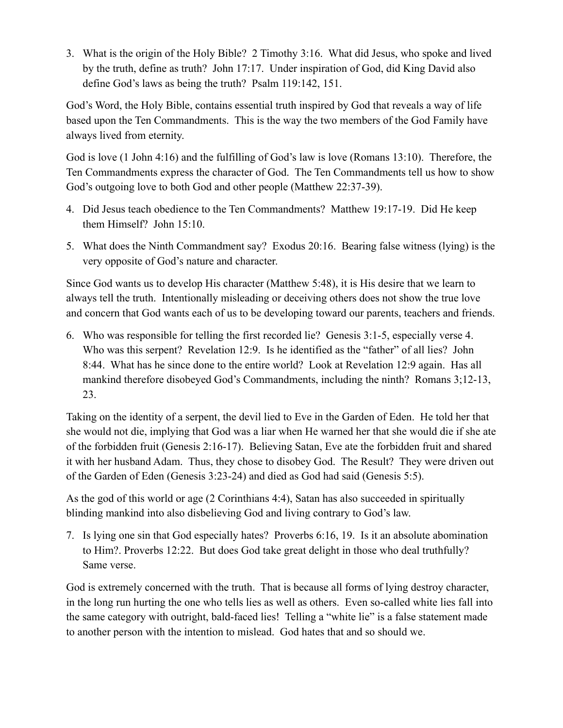3. What is the origin of the Holy Bible? 2 Timothy 3:16. What did Jesus, who spoke and lived by the truth, define as truth? John 17:17. Under inspiration of God, did King David also define God's laws as being the truth? Psalm 119:142, 151.

God's Word, the Holy Bible, contains essential truth inspired by God that reveals a way of life based upon the Ten Commandments. This is the way the two members of the God Family have always lived from eternity.

God is love (1 John 4:16) and the fulfilling of God's law is love (Romans 13:10). Therefore, the Ten Commandments express the character of God. The Ten Commandments tell us how to show God's outgoing love to both God and other people (Matthew 22:37-39).

4. Did Jesus teach obedience to the Ten Commandments? Matthew 19:17-19. Did He keep them Himself? John 15:10.

5. What does the Ninth Commandment say? Exodus 20:16. Bearing false witness (lying) is the very opposite of God's nature and character.

Since God wants us to develop His character (Matthew 5:48), it is His desire that we learn to always tell the truth. Intentionally misleading or deceiving others does not show the true love and concern that God wants each of us to be developing toward our parents, teachers and friends.

6. Who was responsible for telling the first recorded lie? Genesis 3:1-5, especially verse 4. Who was this serpent? Revelation 12:9. Is he identified as the "father" of all lies? John 8:44. What has he since done to the entire world? Look at Revelation 12:9 again. Has all mankind therefore disobeyed God's Commandments, including the ninth? Romans 3;12-13, 23.

Taking on the identity of a serpent, the devil lied to Eve in the Garden of Eden. He told her that she would not die, implying that God was a liar when He warned her that she would die if she ate of the forbidden fruit (Genesis 2:16-17). Believing Satan, Eve ate the forbidden fruit and shared it with her husband Adam. Thus, they chose to disobey God. The Result? They were driven out of the Garden of Eden (Genesis 3:23-24) and died as God had said (Genesis 5:5).

As the god of this world or age (2 Corinthians 4:4), Satan has also succeeded in spiritually blinding mankind into also disbelieving God and living contrary to God's law.

7. Is lying one sin that God especially hates? Proverbs 6:16, 19. Is it an absolute abomination to Him?. Proverbs 12:22. But does God take great delight in those who deal truthfully? Same verse.

God is extremely concerned with the truth. That is because all forms of lying destroy character, in the long run hurting the one who tells lies as well as others. Even so-called white lies fall into the same category with outright, bald-faced lies! Telling a "white lie" is a false statement made to another person with the intention to mislead. God hates that and so should we.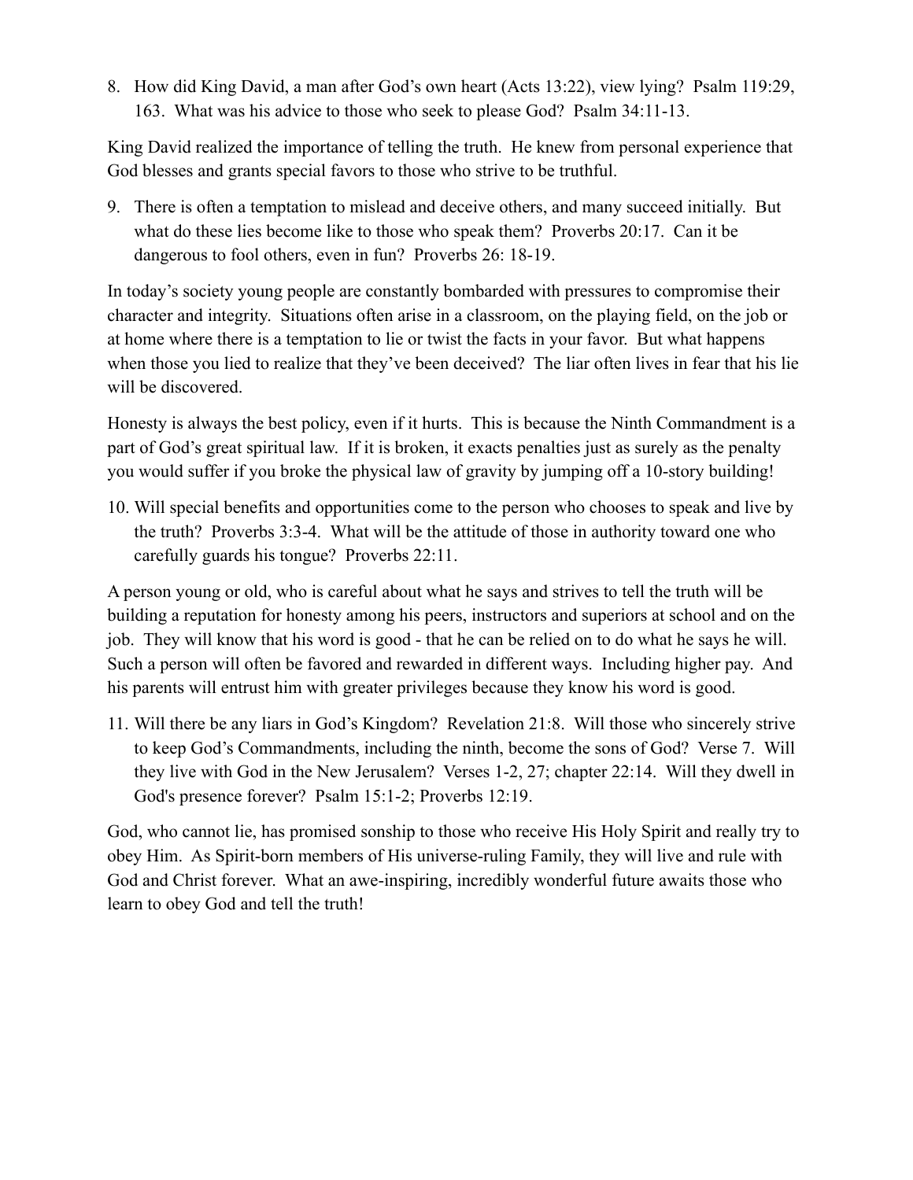8. How did King David, a man after God's own heart (Acts 13:22), view lying? Psalm 119:29, 163. What was his advice to those who seek to please God? Psalm 34:11-13.

King David realized the importance of telling the truth. He knew from personal experience that God blesses and grants special favors to those who strive to be truthful.

9. There is often a temptation to mislead and deceive others, and many succeed initially. But what do these lies become like to those who speak them? Proverbs 20:17. Can it be dangerous to fool others, even in fun? Proverbs 26: 18-19.

In today's society young people are constantly bombarded with pressures to compromise their character and integrity. Situations often arise in a classroom, on the playing field, on the job or at home where there is a temptation to lie or twist the facts in your favor. But what happens when those you lied to realize that they've been deceived? The liar often lives in fear that his lie will be discovered.

Honesty is always the best policy, even if it hurts. This is because the Ninth Commandment is a part of God's great spiritual law. If it is broken, it exacts penalties just as surely as the penalty you would suffer if you broke the physical law of gravity by jumping off a 10-story building!

10. Will special benefits and opportunities come to the person who chooses to speak and live by the truth? Proverbs 3:3-4. What will be the attitude of those in authority toward one who carefully guards his tongue? Proverbs 22:11.

A person young or old, who is careful about what he says and strives to tell the truth will be building a reputation for honesty among his peers, instructors and superiors at school and on the job. They will know that his word is good - that he can be relied on to do what he says he will. Such a person will often be favored and rewarded in different ways. Including higher pay. And his parents will entrust him with greater privileges because they know his word is good.

11. Will there be any liars in God's Kingdom? Revelation 21:8. Will those who sincerely strive to keep God's Commandments, including the ninth, become the sons of God? Verse 7. Will they live with God in the New Jerusalem? Verses 1-2, 27; chapter 22:14. Will they dwell in God's presence forever? Psalm 15:1-2; Proverbs 12:19.

God, who cannot lie, has promised sonship to those who receive His Holy Spirit and really try to obey Him. As Spirit-born members of His universe-ruling Family, they will live and rule with God and Christ forever. What an awe-inspiring, incredibly wonderful future awaits those who learn to obey God and tell the truth!